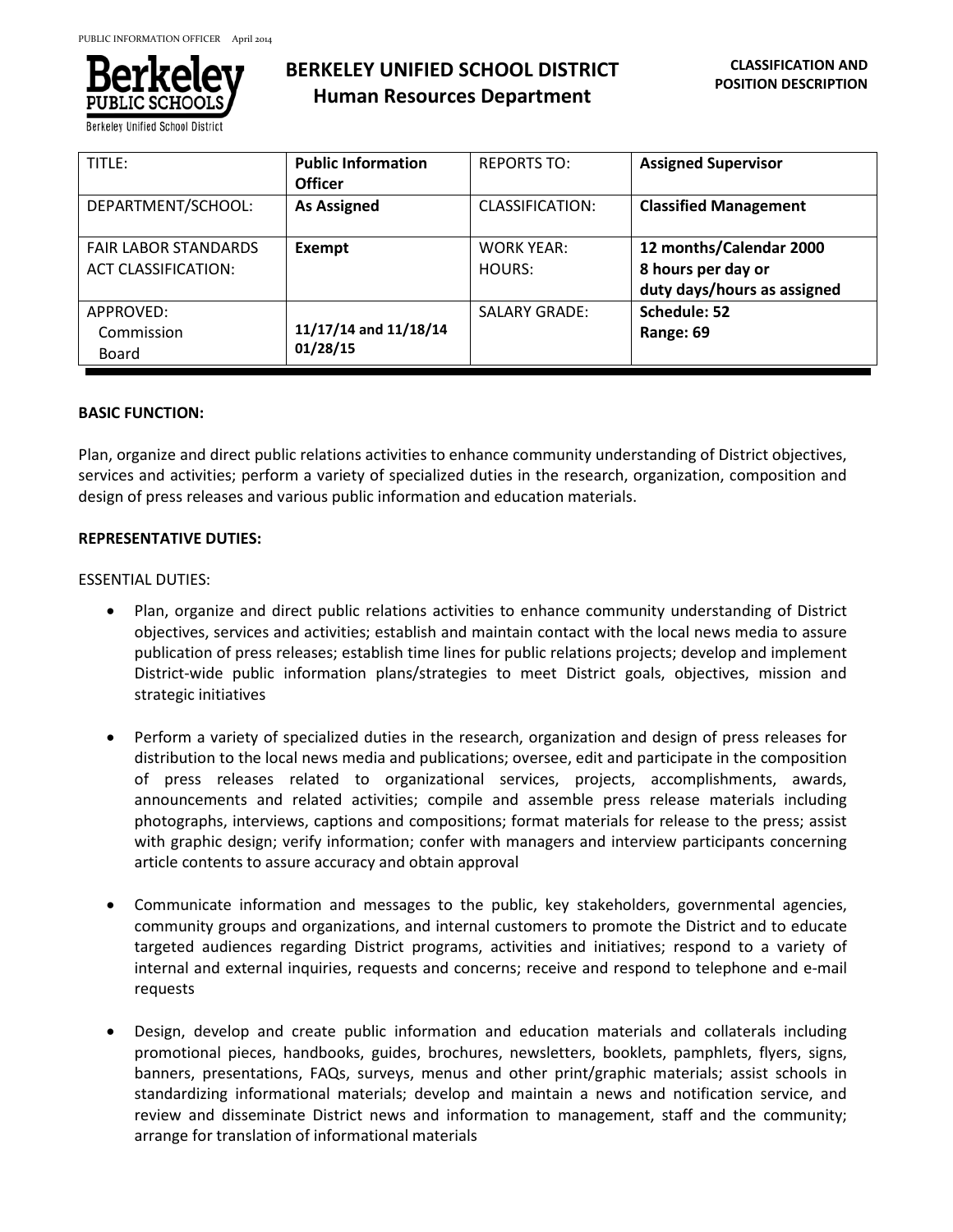# BERKELEY UNIFIED SCHOOL DISTRICT
## Human Resources Department

**CLASSIFICATION AND POSITION DESCRIPTION**

| TITLE: | **Public Information Officer** | REPORTS TO: | **Assigned Supervisor** |
|---|---|---|---|
| DEPARTMENT/SCHOOL: | **As Assigned** | CLASSIFICATION: | **Classified Management** |
| FAIR LABOR STANDARDS ACT CLASSIFICATION: | **Exempt** | WORK YEAR: HOURS: | **12 months/Calendar 2000 8 hours per day or duty days/hours as assigned** |
| APPROVED: Commission Board | **11/17/14 and 11/18/14 01/28/15** | SALARY GRADE: | **Schedule: 52 Range: 69** |

**BASIC FUNCTION:**

Plan, organize and direct public relations activities to enhance community understanding of District objectives, services and activities; perform a variety of specialized duties in the research, organization, composition and design of press releases and various public information and education materials.

**REPRESENTATIVE DUTIES:**

ESSENTIAL DUTIES:

- Plan, organize and direct public relations activities to enhance community understanding of District objectives, services and activities; establish and maintain contact with the local news media to assure publication of press releases; establish time lines for public relations projects; develop and implement District-wide public information plans/strategies to meet District goals, objectives, mission and strategic initiatives

- Perform a variety of specialized duties in the research, organization and design of press releases for distribution to the local news media and publications; oversee, edit and participate in the composition of press releases related to organizational services, projects, accomplishments, awards, announcements and related activities; compile and assemble press release materials including photographs, interviews, captions and compositions; format materials for release to the press; assist with graphic design; verify information; confer with managers and interview participants concerning article contents to assure accuracy and obtain approval

- Communicate information and messages to the public, key stakeholders, governmental agencies, community groups and organizations, and internal customers to promote the District and to educate targeted audiences regarding District programs, activities and initiatives; respond to a variety of internal and external inquiries, requests and concerns; receive and respond to telephone and e-mail requests

- Design, develop and create public information and education materials and collaterals including promotional pieces, handbooks, guides, brochures, newsletters, booklets, pamphlets, flyers, signs, banners, presentations, FAQs, surveys, menus and other print/graphic materials; assist schools in standardizing informational materials; develop and maintain a news and notification service, and review and disseminate District news and information to management, staff and the community; arrange for translation of informational materials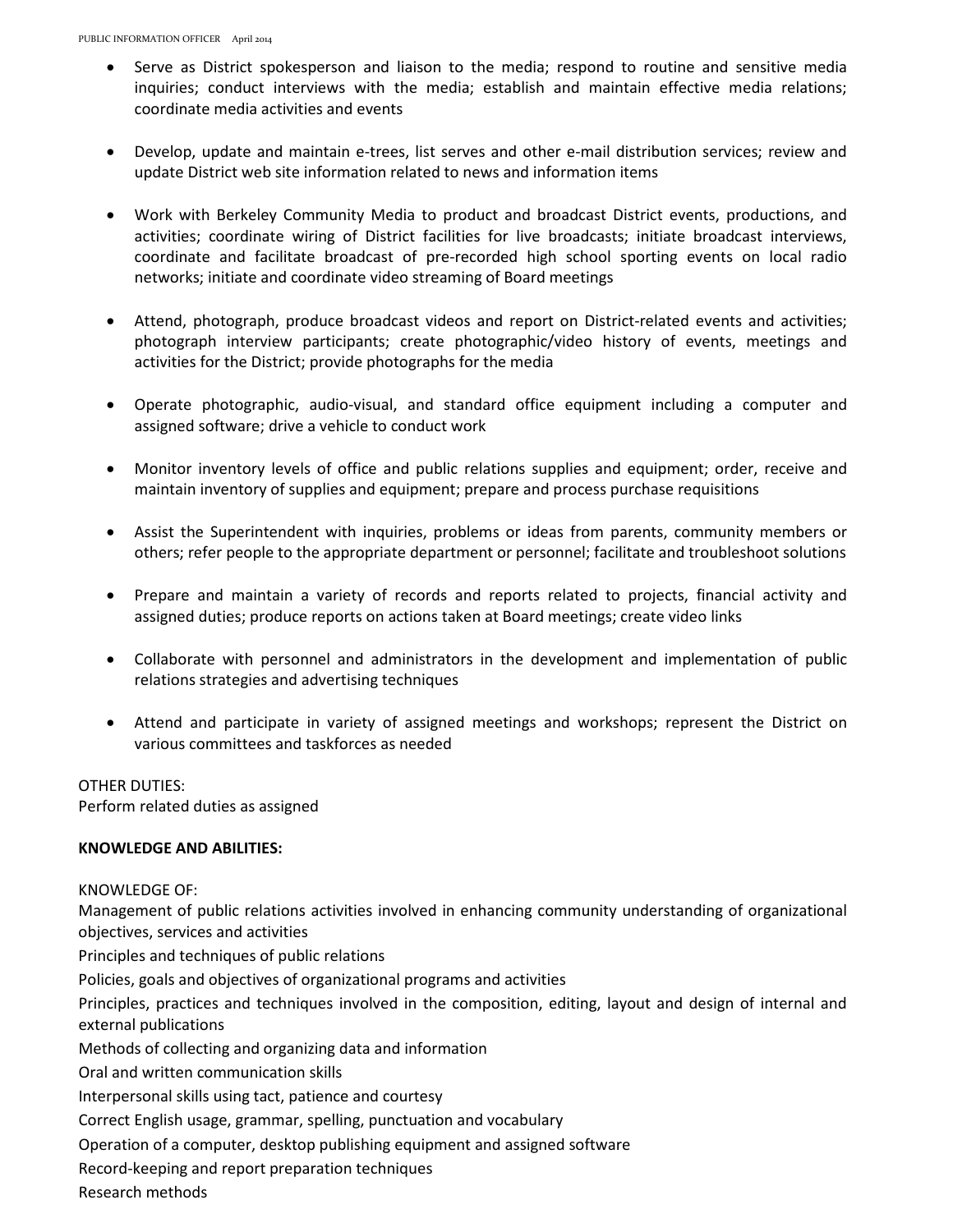- Serve as District spokesperson and liaison to the media; respond to routine and sensitive media inquiries; conduct interviews with the media; establish and maintain effective media relations; coordinate media activities and events

- Develop, update and maintain e-trees, list serves and other e-mail distribution services; review and update District web site information related to news and information items

- Work with Berkeley Community Media to product and broadcast District events, productions, and activities; coordinate wiring of District facilities for live broadcasts; initiate broadcast interviews, coordinate and facilitate broadcast of pre-recorded high school sporting events on local radio networks; initiate and coordinate video streaming of Board meetings

- Attend, photograph, produce broadcast videos and report on District-related events and activities; photograph interview participants; create photographic/video history of events, meetings and activities for the District; provide photographs for the media

- Operate photographic, audio-visual, and standard office equipment including a computer and assigned software; drive a vehicle to conduct work

- Monitor inventory levels of office and public relations supplies and equipment; order, receive and maintain inventory of supplies and equipment; prepare and process purchase requisitions

- Assist the Superintendent with inquiries, problems or ideas from parents, community members or others; refer people to the appropriate department or personnel; facilitate and troubleshoot solutions

- Prepare and maintain a variety of records and reports related to projects, financial activity and assigned duties; produce reports on actions taken at Board meetings; create video links

- Collaborate with personnel and administrators in the development and implementation of public relations strategies and advertising techniques

- Attend and participate in variety of assigned meetings and workshops; represent the District on various committees and taskforces as needed

OTHER DUTIES:
Perform related duties as assigned

**KNOWLEDGE AND ABILITIES:**

KNOWLEDGE OF:
Management of public relations activities involved in enhancing community understanding of organizational objectives, services and activities
Principles and techniques of public relations
Policies, goals and objectives of organizational programs and activities
Principles, practices and techniques involved in the composition, editing, layout and design of internal and external publications
Methods of collecting and organizing data and information
Oral and written communication skills
Interpersonal skills using tact, patience and courtesy
Correct English usage, grammar, spelling, punctuation and vocabulary
Operation of a computer, desktop publishing equipment and assigned software
Record-keeping and report preparation techniques
Research methods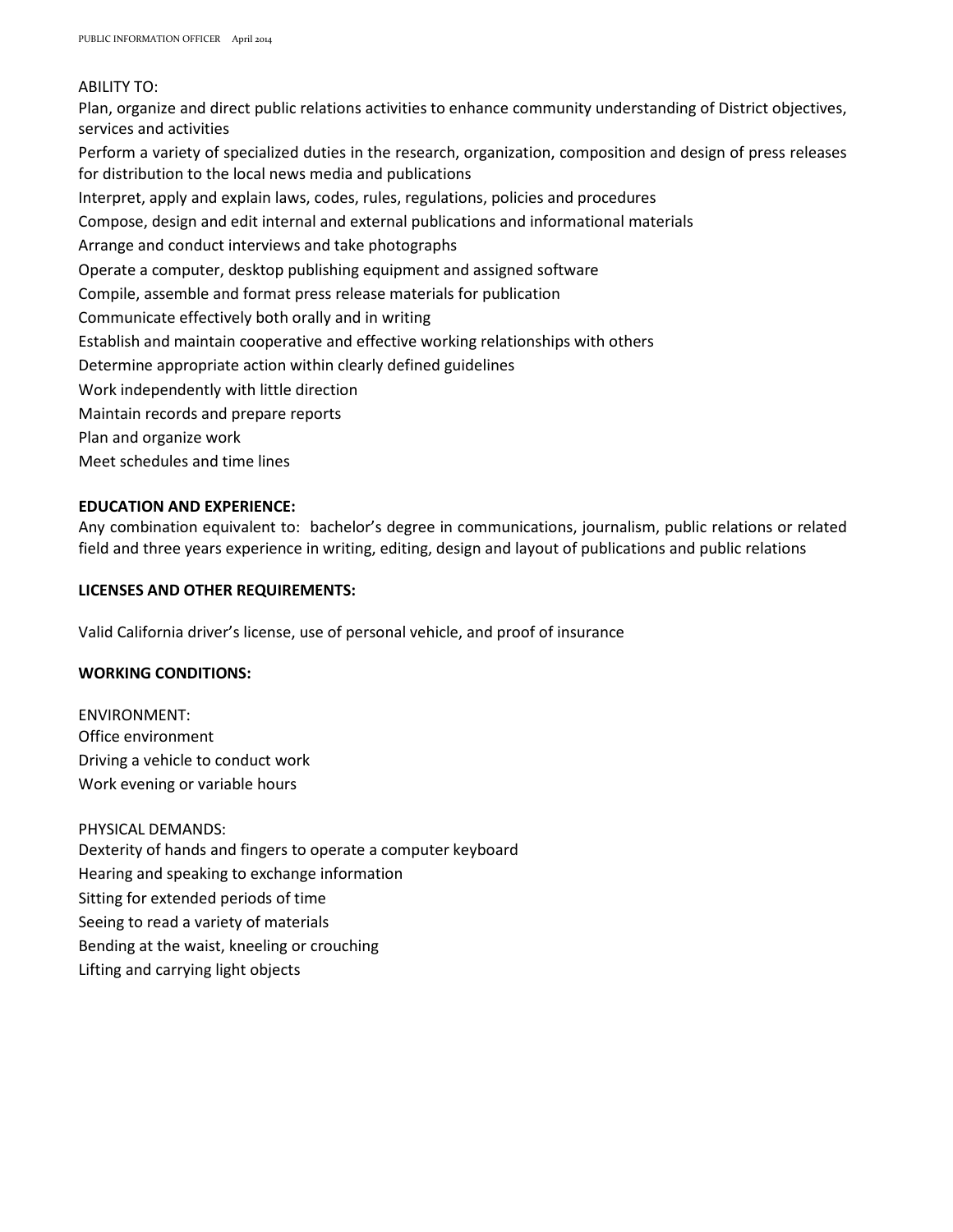ABILITY TO:

Plan, organize and direct public relations activities to enhance community understanding of District objectives, services and activities

Perform a variety of specialized duties in the research, organization, composition and design of press releases for distribution to the local news media and publications

Interpret, apply and explain laws, codes, rules, regulations, policies and procedures

Compose, design and edit internal and external publications and informational materials

Arrange and conduct interviews and take photographs

Operate a computer, desktop publishing equipment and assigned software

Compile, assemble and format press release materials for publication

Communicate effectively both orally and in writing

Establish and maintain cooperative and effective working relationships with others

Determine appropriate action within clearly defined guidelines

Work independently with little direction

Maintain records and prepare reports

Plan and organize work

Meet schedules and time lines

**EDUCATION AND EXPERIENCE:**

Any combination equivalent to: bachelor's degree in communications, journalism, public relations or related field and three years experience in writing, editing, design and layout of publications and public relations

**LICENSES AND OTHER REQUIREMENTS:**

Valid California driver's license, use of personal vehicle, and proof of insurance

**WORKING CONDITIONS:**

ENVIRONMENT:

Office environment

Driving a vehicle to conduct work

Work evening or variable hours

PHYSICAL DEMANDS:

Dexterity of hands and fingers to operate a computer keyboard

Hearing and speaking to exchange information

Sitting for extended periods of time

Seeing to read a variety of materials

Bending at the waist, kneeling or crouching

Lifting and carrying light objects